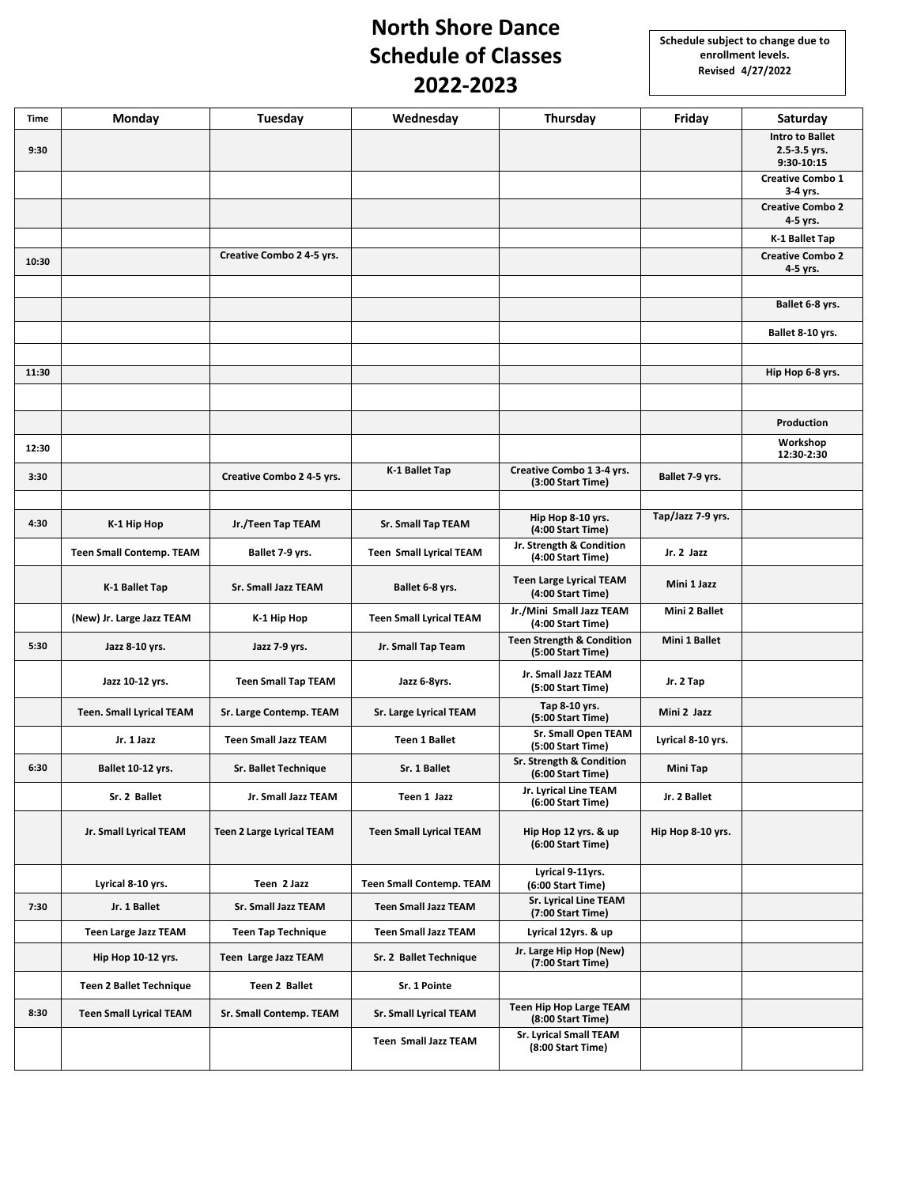# North Shore Dance Schedule of Classes 2022-2023

**Schedule subject to change due to enrollment levels.**
**Revised 4/27/2022**

| Time | Monday | Tuesday | Wednesday | Thursday | Friday | Saturday |
|---|---|---|---|---|---|---|
| 9:30 | | | | | | Intro to Ballet 2.5-3.5 yrs. 9:30-10:15 |
| | | | | | | Creative Combo 1 3-4 yrs. |
| | | | | | | Creative Combo 2 4-5 yrs. |
| | | | | | | K-1 Ballet Tap |
| 10:30 | | Creative Combo 2 4-5 yrs. | | | | Creative Combo 2 4-5 yrs. |
| | | | | | | |
| | | | | | | Ballet 6-8 yrs. |
| | | | | | | Ballet 8-10 yrs. |
| | | | | | | |
| 11:30 | | | | | | Hip Hop 6-8 yrs. |
| | | | | | | |
| | | | | | | Production |
| 12:30 | | | | | | Workshop 12:30-2:30 |
| 3:30 | | Creative Combo 2 4-5 yrs. | K-1 Ballet Tap | Creative Combo 1 3-4 yrs. (3:00 Start Time) | Ballet 7-9 yrs. | |
| | | | | | | |
| 4:30 | K-1 Hip Hop | Jr./Teen Tap TEAM | Sr. Small Tap TEAM | Hip Hop 8-10 yrs. (4:00 Start Time) | Tap/Jazz 7-9 yrs. | |
| | Teen Small Contemp. TEAM | Ballet 7-9 yrs. | Teen Small Lyrical TEAM | Jr. Strength & Condition (4:00 Start Time) | Jr. 2 Jazz | |
| | K-1 Ballet Tap | Sr. Small Jazz TEAM | Ballet 6-8 yrs. | Teen Large Lyrical TEAM (4:00 Start Time) | Mini 1 Jazz | |
| | (New) Jr. Large Jazz TEAM | K-1 Hip Hop | Teen Small Lyrical TEAM | Jr./Mini Small Jazz TEAM (4:00 Start Time) | Mini 2 Ballet | |
| 5:30 | Jazz 8-10 yrs. | Jazz 7-9 yrs. | Jr. Small Tap Team | Teen Strength & Condition (5:00 Start Time) | Mini 1 Ballet | |
| | Jazz 10-12 yrs. | Teen Small Tap TEAM | Jazz 6-8yrs. | Jr. Small Jazz TEAM (5:00 Start Time) | Jr. 2 Tap | |
| | Teen. Small Lyrical TEAM | Sr. Large Contemp. TEAM | Sr. Large Lyrical TEAM | Tap 8-10 yrs. (5:00 Start Time) | Mini 2 Jazz | |
| | Jr. 1 Jazz | Teen Small Jazz TEAM | Teen 1 Ballet | Sr. Small Open TEAM (5:00 Start Time) | Lyrical 8-10 yrs. | |
| 6:30 | Ballet 10-12 yrs. | Sr. Ballet Technique | Sr. 1 Ballet | Sr. Strength & Condition (6:00 Start Time) | Mini Tap | |
| | Sr. 2 Ballet | Jr. Small Jazz TEAM | Teen 1 Jazz | Jr. Lyrical Line TEAM (6:00 Start Time) | Jr. 2 Ballet | |
| | Jr. Small Lyrical TEAM | Teen 2 Large Lyrical TEAM | Teen Small Lyrical TEAM | Hip Hop 12 yrs. & up (6:00 Start Time) | Hip Hop 8-10 yrs. | |
| | Lyrical 8-10 yrs. | Teen 2 Jazz | Teen Small Contemp. TEAM | Lyrical 9-11yrs. (6:00 Start Time) | | |
| 7:30 | Jr. 1 Ballet | Sr. Small Jazz TEAM | Teen Small Jazz TEAM | Sr. Lyrical Line TEAM (7:00 Start Time) | | |
| | Teen Large Jazz TEAM | Teen Tap Technique | Teen Small Jazz TEAM | Lyrical 12yrs. & up | | |
| | Hip Hop 10-12 yrs. | Teen Large Jazz TEAM | Sr. 2 Ballet Technique | Jr. Large Hip Hop (New) (7:00 Start Time) | | |
| | Teen 2 Ballet Technique | Teen 2 Ballet | Sr. 1 Pointe | | | |
| 8:30 | Teen Small Lyrical TEAM | Sr. Small Contemp. TEAM | Sr. Small Lyrical TEAM | Teen Hip Hop Large TEAM (8:00 Start Time) | | |
| | | | Teen Small Jazz TEAM | Sr. Lyrical Small TEAM (8:00 Start Time) | | |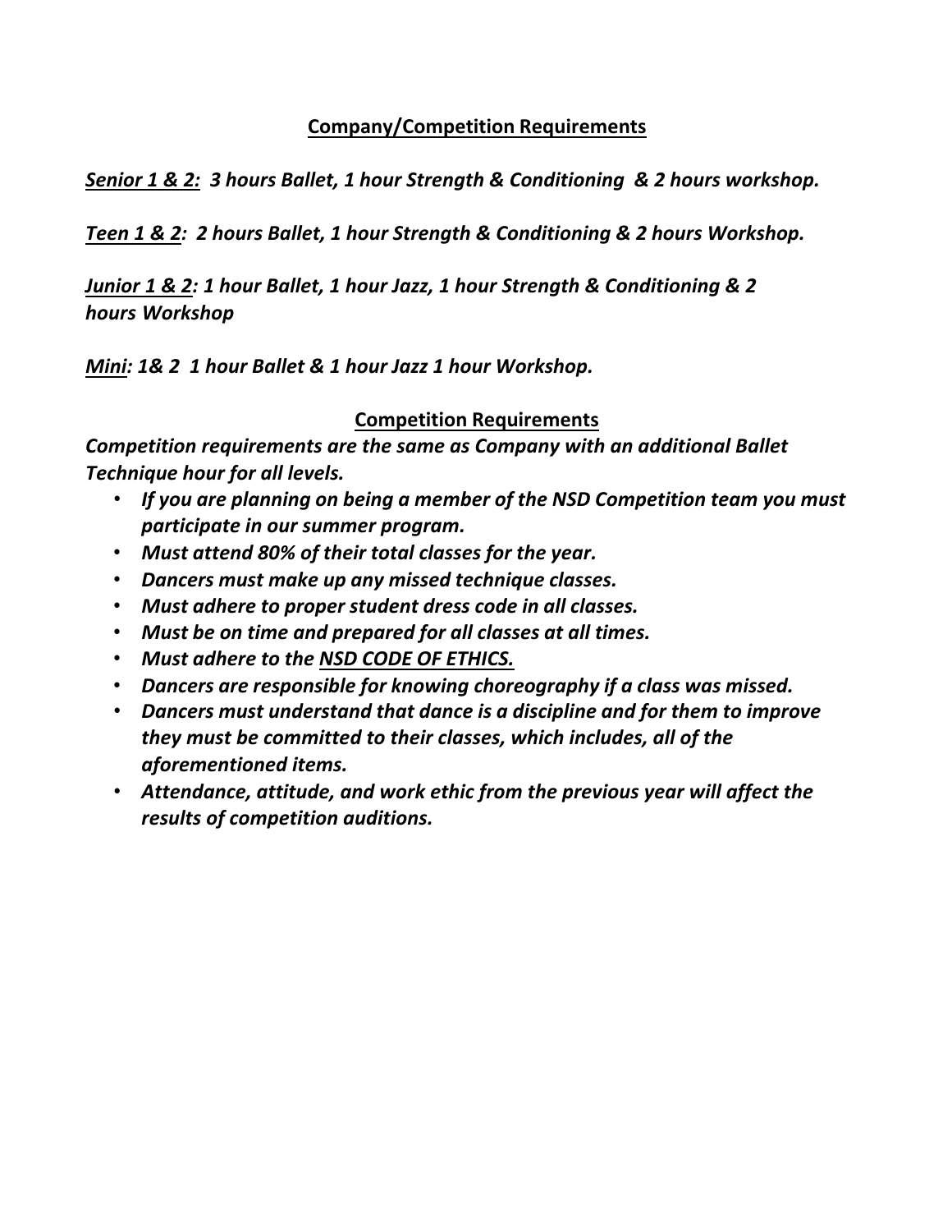## **Company/Competition Requirements**

***<u>Senior 1 & 2:</u>  3 hours Ballet, 1 hour Strength & Conditioning  & 2 hours workshop.***

***<u>Teen 1 & 2</u>:  2 hours Ballet, 1 hour Strength & Conditioning & 2 hours Workshop.***

***<u>Junior 1 & 2</u>: 1 hour Ballet, 1 hour Jazz, 1 hour Strength & Conditioning & 2 hours Workshop***

***<u>Mini</u>: 1& 2  1 hour Ballet & 1 hour Jazz 1 hour Workshop.***

## **Competition Requirements**

***Competition requirements are the same as Company with an additional Ballet Technique hour for all levels.***

- ***If you are planning on being a member of the NSD Competition team you must participate in our summer program.***
- ***Must attend 80% of their total classes for the year.***
- ***Dancers must make up any missed technique classes.***
- ***Must adhere to proper student dress code in all classes.***
- ***Must be on time and prepared for all classes at all times.***
- ***Must adhere to the <u>NSD CODE OF ETHICS.</u>***
- ***Dancers are responsible for knowing choreography if a class was missed.***
- ***Dancers must understand that dance is a discipline and for them to improve they must be committed to their classes, which includes, all of the aforementioned items.***
- ***Attendance, attitude, and work ethic from the previous year will affect the results of competition auditions.***